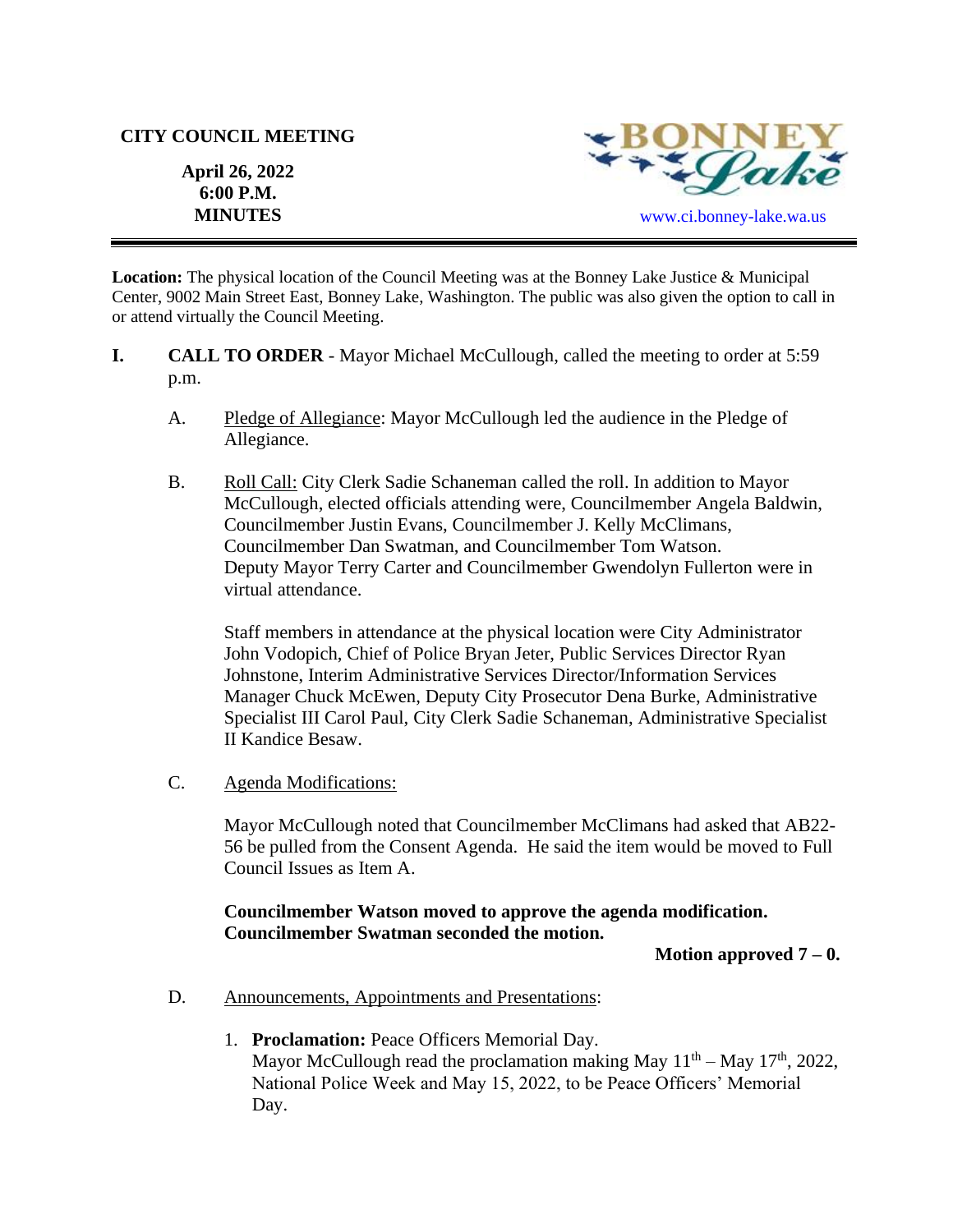**CITY COUNCIL MEETING**

**April 26, 2022**
**6:00 P.M.**
**MINUTES**

BONNEY Lake

www.ci.bonney-lake.wa.us

---

**Location:** The physical location of the Council Meeting was at the Bonney Lake Justice & Municipal Center, 9002 Main Street East, Bonney Lake, Washington. The public was also given the option to call in or attend virtually the Council Meeting.

**I. CALL TO ORDER** - Mayor Michael McCullough, called the meeting to order at 5:59 p.m.

A. Pledge of Allegiance: Mayor McCullough led the audience in the Pledge of Allegiance.

B. Roll Call: City Clerk Sadie Schaneman called the roll. In addition to Mayor McCullough, elected officials attending were, Councilmember Angela Baldwin, Councilmember Justin Evans, Councilmember J. Kelly McClimans, Councilmember Dan Swatman, and Councilmember Tom Watson. Deputy Mayor Terry Carter and Councilmember Gwendolyn Fullerton were in virtual attendance.

Staff members in attendance at the physical location were City Administrator John Vodopich, Chief of Police Bryan Jeter, Public Services Director Ryan Johnstone, Interim Administrative Services Director/Information Services Manager Chuck McEwen, Deputy City Prosecutor Dena Burke, Administrative Specialist III Carol Paul, City Clerk Sadie Schaneman, Administrative Specialist II Kandice Besaw.

C. Agenda Modifications:

Mayor McCullough noted that Councilmember McClimans had asked that AB22-56 be pulled from the Consent Agenda. He said the item would be moved to Full Council Issues as Item A.

**Councilmember Watson moved to approve the agenda modification. Councilmember Swatman seconded the motion.**

**Motion approved 7 – 0.**

D. Announcements, Appointments and Presentations:

1. **Proclamation:** Peace Officers Memorial Day.
   Mayor McCullough read the proclamation making May 11th – May 17th, 2022, National Police Week and May 15, 2022, to be Peace Officers' Memorial Day.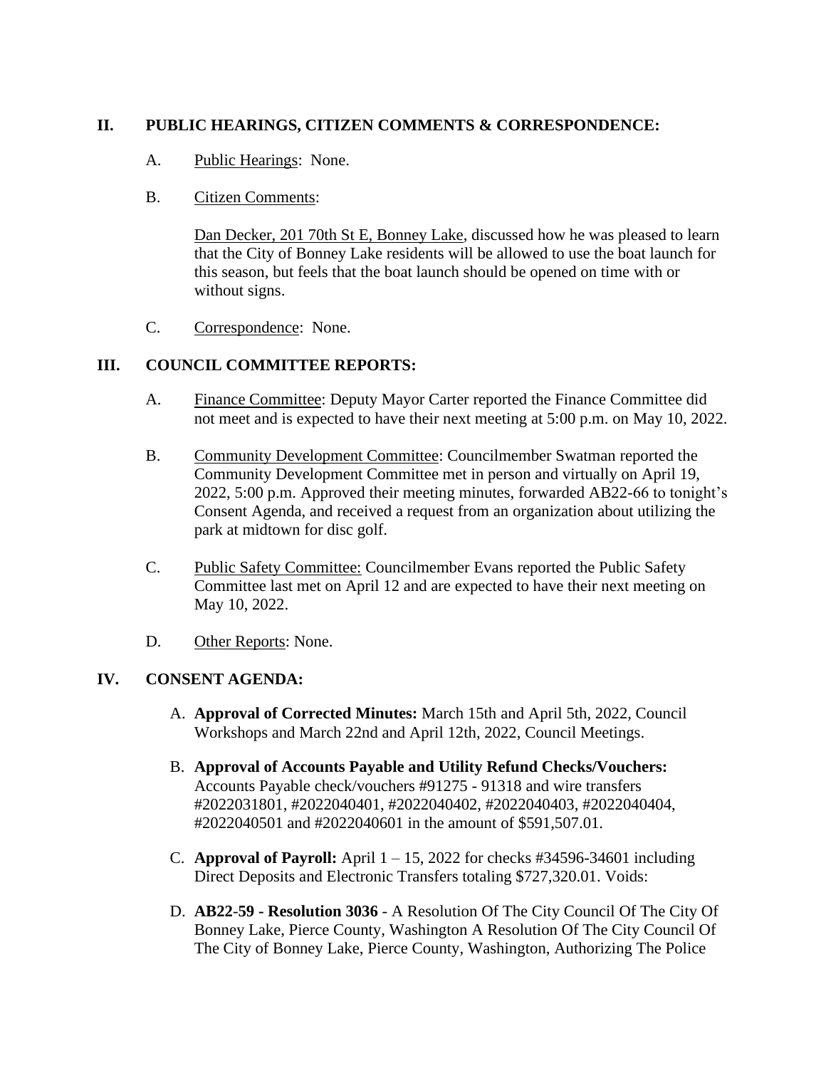## II. PUBLIC HEARINGS, CITIZEN COMMENTS & CORRESPONDENCE:

A. Public Hearings: None.

B. Citizen Comments:

Dan Decker, 201 70th St E, Bonney Lake, discussed how he was pleased to learn that the City of Bonney Lake residents will be allowed to use the boat launch for this season, but feels that the boat launch should be opened on time with or without signs.

C. Correspondence: None.

## III. COUNCIL COMMITTEE REPORTS:

A. Finance Committee: Deputy Mayor Carter reported the Finance Committee did not meet and is expected to have their next meeting at 5:00 p.m. on May 10, 2022.

B. Community Development Committee: Councilmember Swatman reported the Community Development Committee met in person and virtually on April 19, 2022, 5:00 p.m. Approved their meeting minutes, forwarded AB22-66 to tonight's Consent Agenda, and received a request from an organization about utilizing the park at midtown for disc golf.

C. Public Safety Committee: Councilmember Evans reported the Public Safety Committee last met on April 12 and are expected to have their next meeting on May 10, 2022.

D. Other Reports: None.

## IV. CONSENT AGENDA:

A. **Approval of Corrected Minutes:** March 15th and April 5th, 2022, Council Workshops and March 22nd and April 12th, 2022, Council Meetings.

B. **Approval of Accounts Payable and Utility Refund Checks/Vouchers:** Accounts Payable check/vouchers #91275 - 91318 and wire transfers #2022031801, #2022040401, #2022040402, #2022040403, #2022040404, #2022040501 and #2022040601 in the amount of $591,507.01.

C. **Approval of Payroll:** April 1 – 15, 2022 for checks #34596-34601 including Direct Deposits and Electronic Transfers totaling $727,320.01. Voids:

D. **AB22-59 - Resolution 3036** - A Resolution Of The City Council Of The City Of Bonney Lake, Pierce County, Washington A Resolution Of The City Council Of The City of Bonney Lake, Pierce County, Washington, Authorizing The Police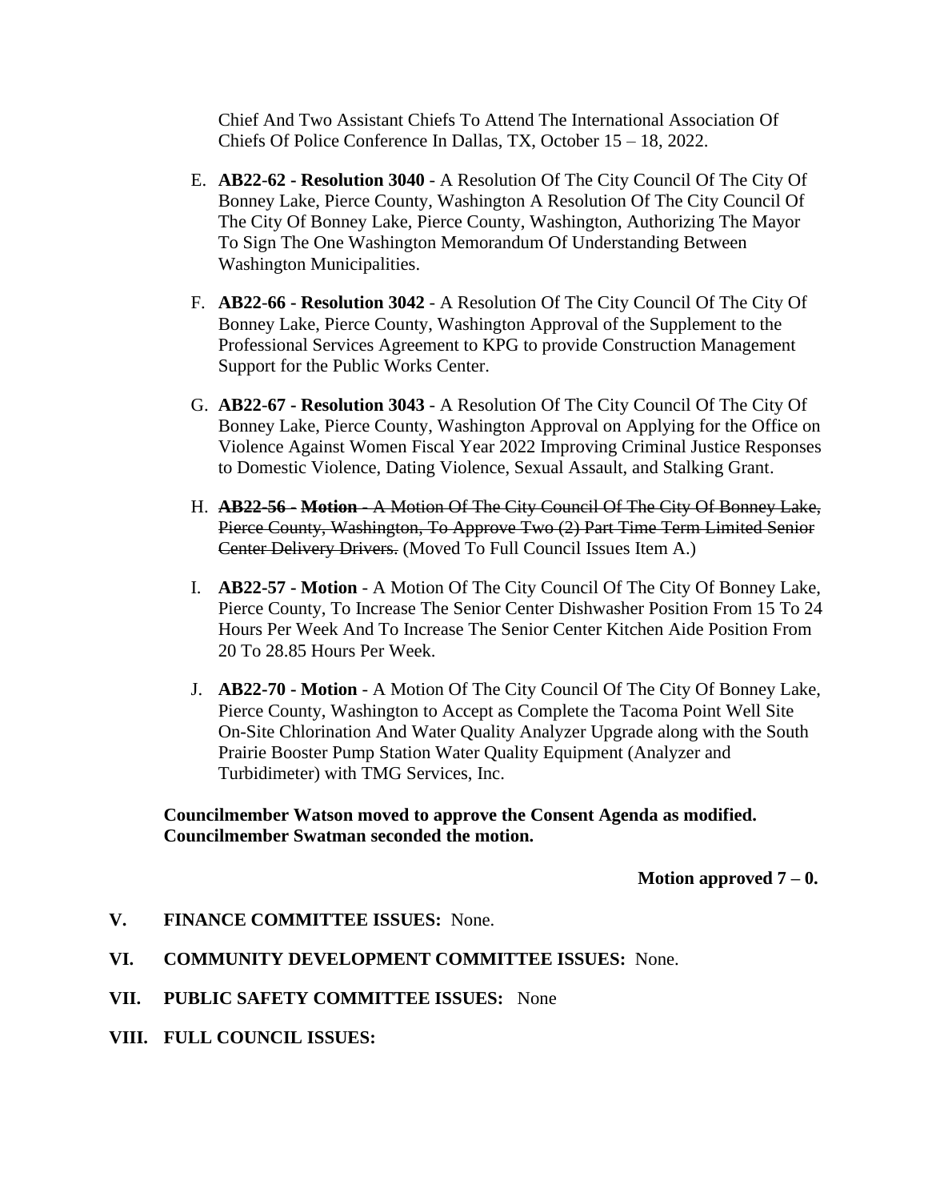Chief And Two Assistant Chiefs To Attend The International Association Of Chiefs Of Police Conference In Dallas, TX, October 15 – 18, 2022.

E. **AB22-62 - Resolution 3040** - A Resolution Of The City Council Of The City Of Bonney Lake, Pierce County, Washington A Resolution Of The City Council Of The City Of Bonney Lake, Pierce County, Washington, Authorizing The Mayor To Sign The One Washington Memorandum Of Understanding Between Washington Municipalities.

F. **AB22-66 - Resolution 3042** - A Resolution Of The City Council Of The City Of Bonney Lake, Pierce County, Washington Approval of the Supplement to the Professional Services Agreement to KPG to provide Construction Management Support for the Public Works Center.

G. **AB22-67 - Resolution 3043** - A Resolution Of The City Council Of The City Of Bonney Lake, Pierce County, Washington Approval on Applying for the Office on Violence Against Women Fiscal Year 2022 Improving Criminal Justice Responses to Domestic Violence, Dating Violence, Sexual Assault, and Stalking Grant.

H. ~~**AB22-56 - Motion** - A Motion Of The City Council Of The City Of Bonney Lake, Pierce County, Washington, To Approve Two (2) Part Time Term Limited Senior Center Delivery Drivers.~~ (Moved To Full Council Issues Item A.)

I. **AB22-57 - Motion** - A Motion Of The City Council Of The City Of Bonney Lake, Pierce County, To Increase The Senior Center Dishwasher Position From 15 To 24 Hours Per Week And To Increase The Senior Center Kitchen Aide Position From 20 To 28.85 Hours Per Week.

J. **AB22-70 - Motion** - A Motion Of The City Council Of The City Of Bonney Lake, Pierce County, Washington to Accept as Complete the Tacoma Point Well Site On-Site Chlorination And Water Quality Analyzer Upgrade along with the South Prairie Booster Pump Station Water Quality Equipment (Analyzer and Turbidimeter) with TMG Services, Inc.

**Councilmember Watson moved to approve the Consent Agenda as modified. Councilmember Swatman seconded the motion.**

**Motion approved 7 – 0.**

**V. FINANCE COMMITTEE ISSUES:** None.

**VI. COMMUNITY DEVELOPMENT COMMITTEE ISSUES:** None.

**VII. PUBLIC SAFETY COMMITTEE ISSUES:** None

**VIII. FULL COUNCIL ISSUES:**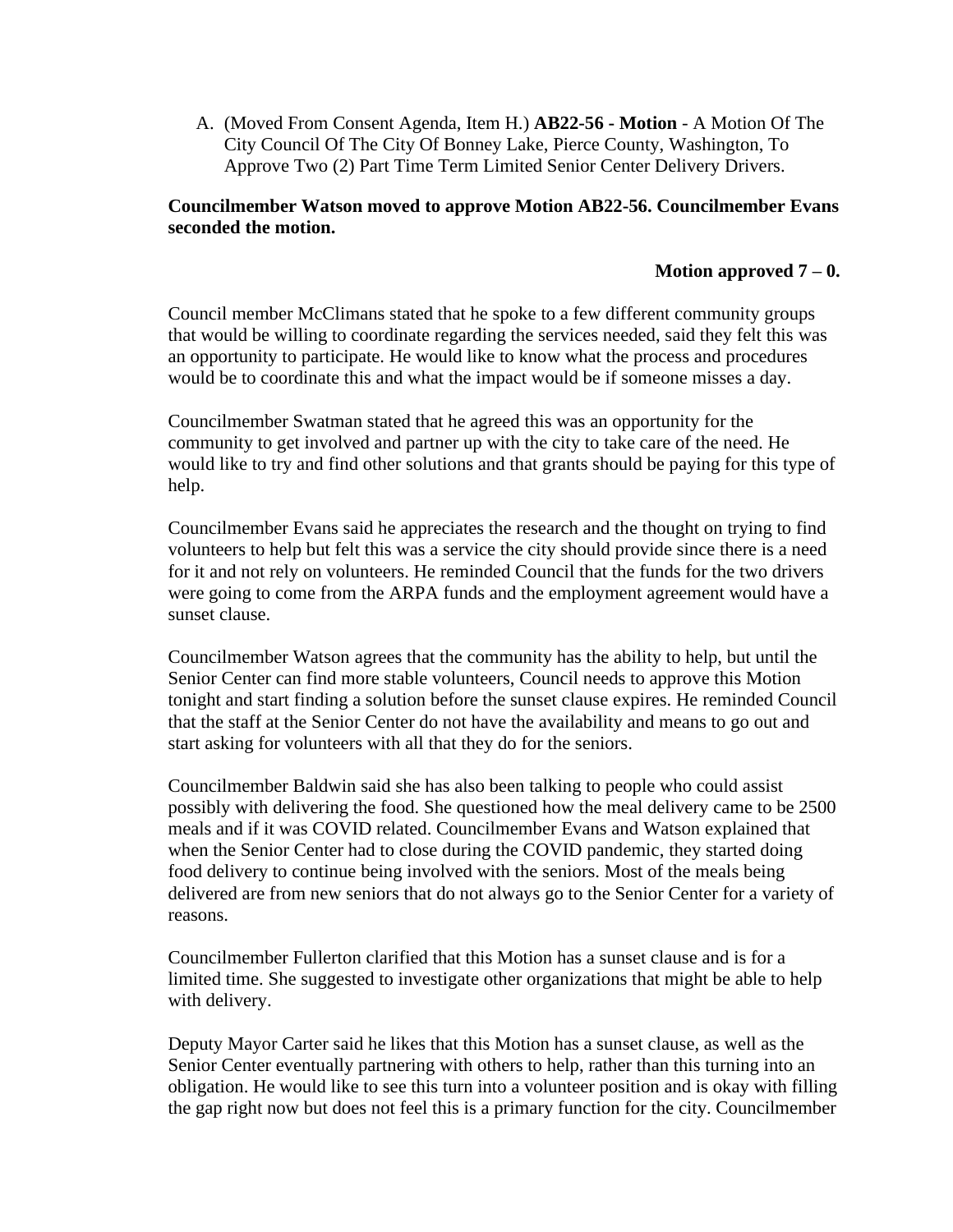A. (Moved From Consent Agenda, Item H.) **AB22-56 - Motion** - A Motion Of The City Council Of The City Of Bonney Lake, Pierce County, Washington, To Approve Two (2) Part Time Term Limited Senior Center Delivery Drivers.

**Councilmember Watson moved to approve Motion AB22-56. Councilmember Evans seconded the motion.**

**Motion approved 7 – 0.**

Council member McClimans stated that he spoke to a few different community groups that would be willing to coordinate regarding the services needed, said they felt this was an opportunity to participate. He would like to know what the process and procedures would be to coordinate this and what the impact would be if someone misses a day.

Councilmember Swatman stated that he agreed this was an opportunity for the community to get involved and partner up with the city to take care of the need. He would like to try and find other solutions and that grants should be paying for this type of help.

Councilmember Evans said he appreciates the research and the thought on trying to find volunteers to help but felt this was a service the city should provide since there is a need for it and not rely on volunteers. He reminded Council that the funds for the two drivers were going to come from the ARPA funds and the employment agreement would have a sunset clause.

Councilmember Watson agrees that the community has the ability to help, but until the Senior Center can find more stable volunteers, Council needs to approve this Motion tonight and start finding a solution before the sunset clause expires. He reminded Council that the staff at the Senior Center do not have the availability and means to go out and start asking for volunteers with all that they do for the seniors.

Councilmember Baldwin said she has also been talking to people who could assist possibly with delivering the food. She questioned how the meal delivery came to be 2500 meals and if it was COVID related. Councilmember Evans and Watson explained that when the Senior Center had to close during the COVID pandemic, they started doing food delivery to continue being involved with the seniors. Most of the meals being delivered are from new seniors that do not always go to the Senior Center for a variety of reasons.

Councilmember Fullerton clarified that this Motion has a sunset clause and is for a limited time. She suggested to investigate other organizations that might be able to help with delivery.

Deputy Mayor Carter said he likes that this Motion has a sunset clause, as well as the Senior Center eventually partnering with others to help, rather than this turning into an obligation. He would like to see this turn into a volunteer position and is okay with filling the gap right now but does not feel this is a primary function for the city. Councilmember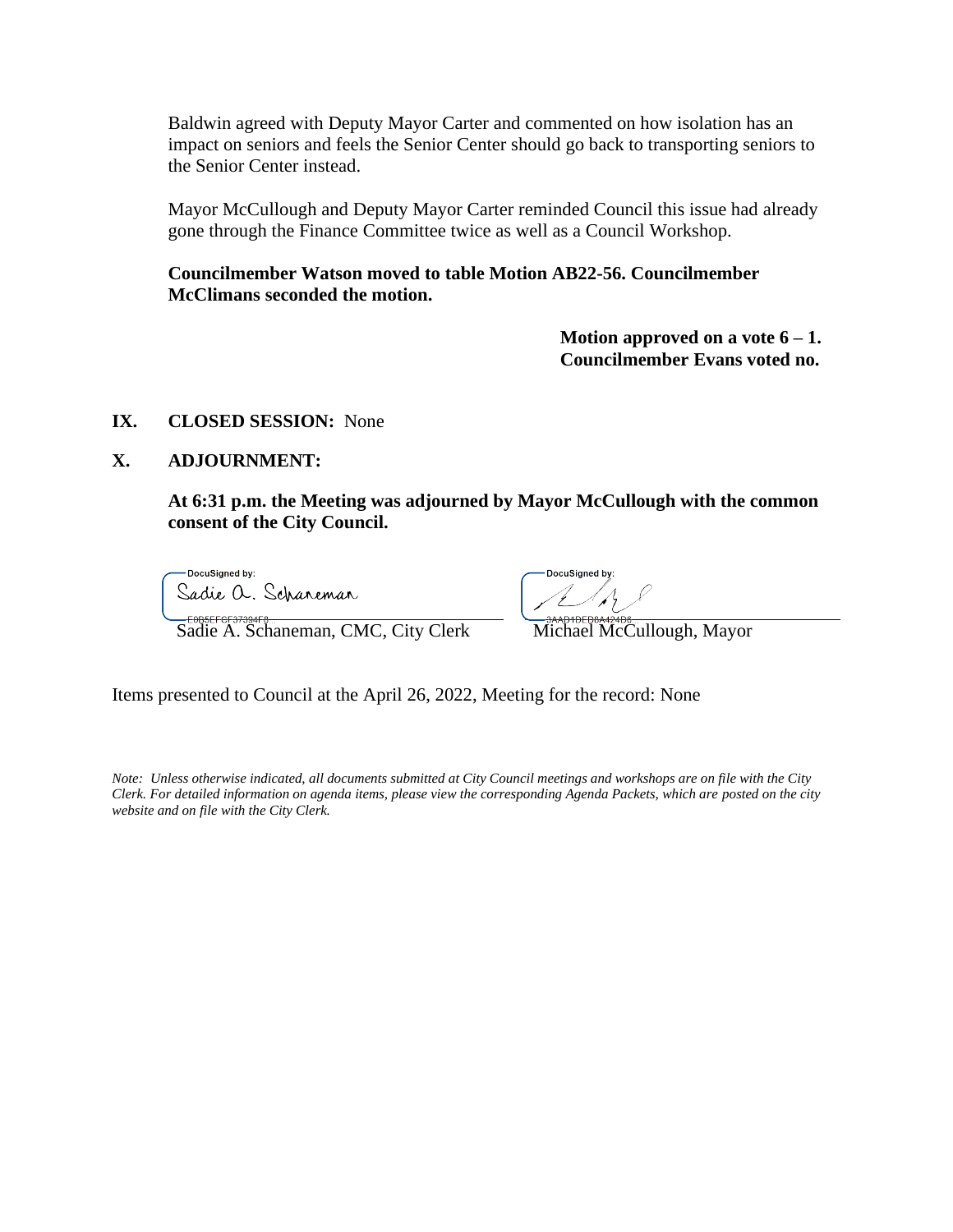Baldwin agreed with Deputy Mayor Carter and commented on how isolation has an impact on seniors and feels the Senior Center should go back to transporting seniors to the Senior Center instead.

Mayor McCullough and Deputy Mayor Carter reminded Council this issue had already gone through the Finance Committee twice as well as a Council Workshop.

**Councilmember Watson moved to table Motion AB22-56. Councilmember McClimans seconded the motion.**

**Motion approved on a vote 6 – 1.**
**Councilmember Evans voted no.**

## IX. CLOSED SESSION: None

## X. ADJOURNMENT:

**At 6:31 p.m. the Meeting was adjourned by Mayor McCullough with the common consent of the City Council.**

DocuSigned by:
Sadie A. Schaneman
E0B5EFCF37384F8

Sadie A. Schaneman, CMC, City Clerk

DocuSigned by:
3AAD1DED8A424D6

Michael McCullough, Mayor

Items presented to Council at the April 26, 2022, Meeting for the record: None

*Note: Unless otherwise indicated, all documents submitted at City Council meetings and workshops are on file with the City Clerk. For detailed information on agenda items, please view the corresponding Agenda Packets, which are posted on the city website and on file with the City Clerk.*